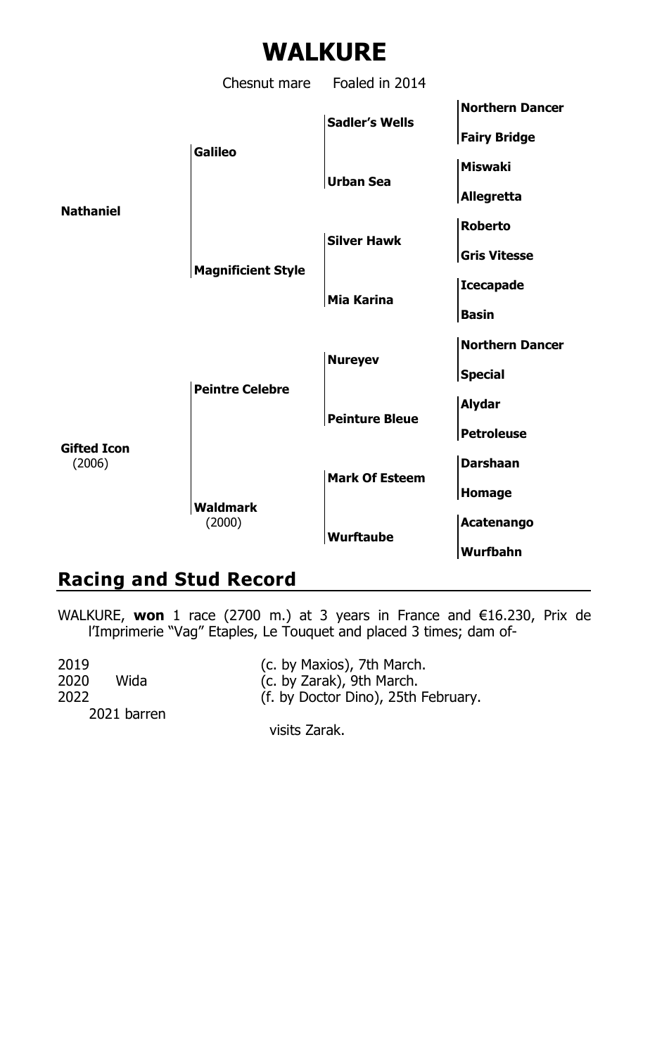# WALKURE

Chesnut mare Foaled in 2014

| | | | |
|---|---|---|---|
| Nathaniel | Galileo | Sadler's Wells | Northern Dancer |
| | | | Fairy Bridge |
| | | Urban Sea | Miswaki |
| | | | Allegretta |
| | Magnificient Style | Silver Hawk | Roberto |
| | | | Gris Vitesse |
| | | Mia Karina | Icecapade |
| | | | Basin |
| Gifted Icon (2006) | Peintre Celebre | Nureyev | Northern Dancer |
| | | | Special |
| | | Peinture Bleue | Alydar |
| | | | Petroleuse |
| | Waldmark (2000) | Mark Of Esteem | Darshaan |
| | | | Homage |
| | | Wurftaube | Acatenango |
| | | | Wurfbahn |

## Racing and Stud Record

WALKURE, **won** 1 race (2700 m.) at 3 years in France and €16.230, Prix de l'Imprimerie "Vag" Etaples, Le Touquet and placed 3 times; dam of-

| | | |
|---|---|---|
| 2019 | | (c. by Maxios), 7th March. |
| 2020 | Wida | (c. by Zarak), 9th March. |
| 2022 | | (f. by Doctor Dino), 25th February. |
| 2021 barren | | |

visits Zarak.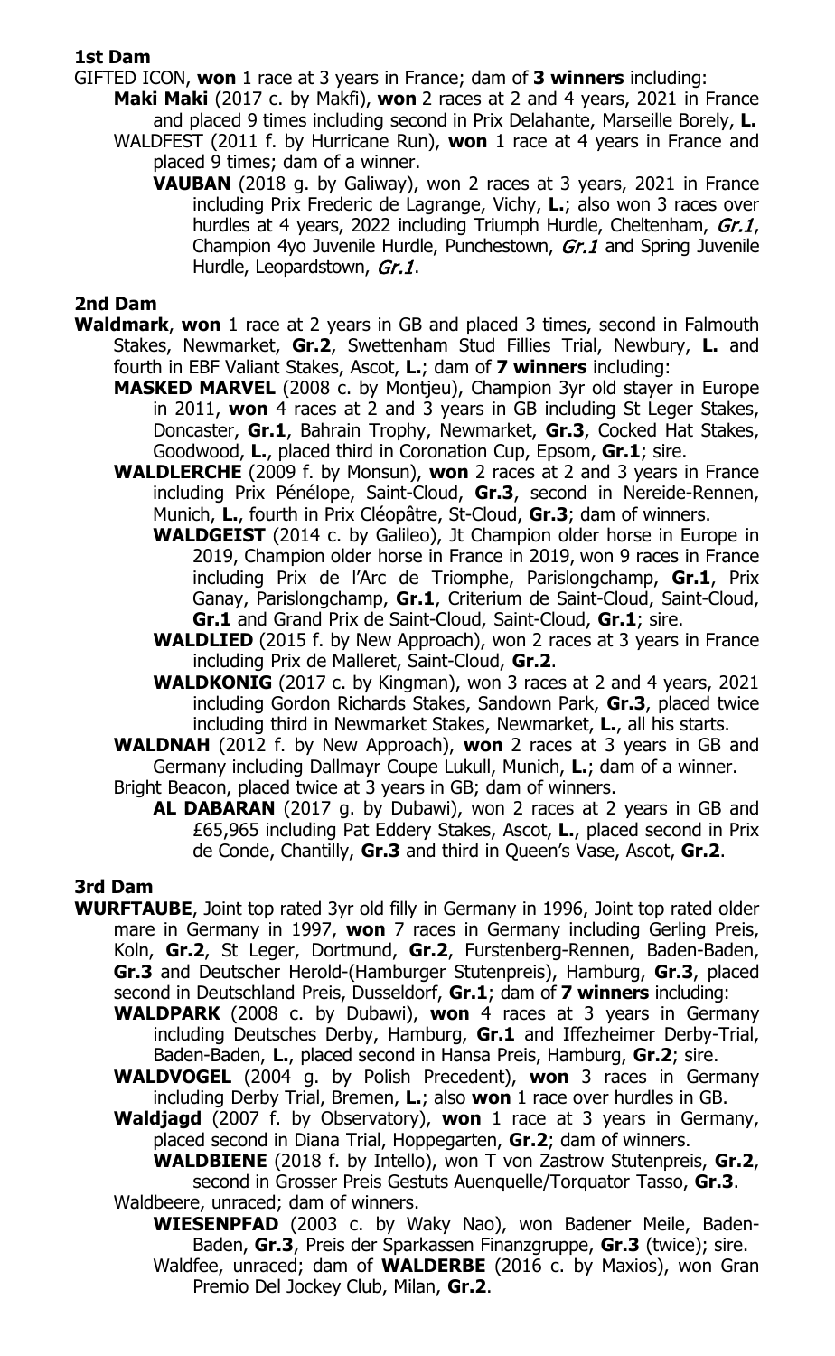### 1st Dam

GIFTED ICON, **won** 1 race at 3 years in France; dam of **3 winners** including:

**Maki Maki** (2017 c. by Makfi), **won** 2 races at 2 and 4 years, 2021 in France and placed 9 times including second in Prix Delahante, Marseille Borely, **L.**

WALDFEST (2011 f. by Hurricane Run), **won** 1 race at 4 years in France and placed 9 times; dam of a winner.

**VAUBAN** (2018 g. by Galiway), won 2 races at 3 years, 2021 in France including Prix Frederic de Lagrange, Vichy, **L.**; also won 3 races over hurdles at 4 years, 2022 including Triumph Hurdle, Cheltenham, ***Gr.1***, Champion 4yo Juvenile Hurdle, Punchestown, ***Gr.1*** and Spring Juvenile Hurdle, Leopardstown, ***Gr.1***.

### 2nd Dam

**Waldmark**, **won** 1 race at 2 years in GB and placed 3 times, second in Falmouth Stakes, Newmarket, **Gr.2**, Swettenham Stud Fillies Trial, Newbury, **L.** and fourth in EBF Valiant Stakes, Ascot, **L.**; dam of **7 winners** including:

**MASKED MARVEL** (2008 c. by Montjeu), Champion 3yr old stayer in Europe in 2011, **won** 4 races at 2 and 3 years in GB including St Leger Stakes, Doncaster, **Gr.1**, Bahrain Trophy, Newmarket, **Gr.3**, Cocked Hat Stakes, Goodwood, **L.**, placed third in Coronation Cup, Epsom, **Gr.1**; sire.

**WALDLERCHE** (2009 f. by Monsun), **won** 2 races at 2 and 3 years in France including Prix Pénélope, Saint-Cloud, **Gr.3**, second in Nereide-Rennen, Munich, **L.**, fourth in Prix Cléopâtre, St-Cloud, **Gr.3**; dam of winners.

**WALDGEIST** (2014 c. by Galileo), Jt Champion older horse in Europe in 2019, Champion older horse in France in 2019, won 9 races in France including Prix de l'Arc de Triomphe, Parislongchamp, **Gr.1**, Prix Ganay, Parislongchamp, **Gr.1**, Criterium de Saint-Cloud, Saint-Cloud, **Gr.1** and Grand Prix de Saint-Cloud, Saint-Cloud, **Gr.1**; sire.

**WALDLIED** (2015 f. by New Approach), won 2 races at 3 years in France including Prix de Malleret, Saint-Cloud, **Gr.2**.

**WALDKONIG** (2017 c. by Kingman), won 3 races at 2 and 4 years, 2021 including Gordon Richards Stakes, Sandown Park, **Gr.3**, placed twice including third in Newmarket Stakes, Newmarket, **L.**, all his starts.

**WALDNAH** (2012 f. by New Approach), **won** 2 races at 3 years in GB and Germany including Dallmayr Coupe Lukull, Munich, **L.**; dam of a winner.

Bright Beacon, placed twice at 3 years in GB; dam of winners.

**AL DABARAN** (2017 g. by Dubawi), won 2 races at 2 years in GB and £65,965 including Pat Eddery Stakes, Ascot, **L.**, placed second in Prix de Conde, Chantilly, **Gr.3** and third in Queen's Vase, Ascot, **Gr.2**.

### 3rd Dam

**WURFTAUBE**, Joint top rated 3yr old filly in Germany in 1996, Joint top rated older mare in Germany in 1997, **won** 7 races in Germany including Gerling Preis, Koln, **Gr.2**, St Leger, Dortmund, **Gr.2**, Furstenberg-Rennen, Baden-Baden, **Gr.3** and Deutscher Herold-(Hamburger Stutenpreis), Hamburg, **Gr.3**, placed second in Deutschland Preis, Dusseldorf, **Gr.1**; dam of **7 winners** including:

**WALDPARK** (2008 c. by Dubawi), **won** 4 races at 3 years in Germany including Deutsches Derby, Hamburg, **Gr.1** and Iffezheimer Derby-Trial, Baden-Baden, **L.**, placed second in Hansa Preis, Hamburg, **Gr.2**; sire.

**WALDVOGEL** (2004 g. by Polish Precedent), **won** 3 races in Germany including Derby Trial, Bremen, **L.**; also **won** 1 race over hurdles in GB.

**Waldjagd** (2007 f. by Observatory), **won** 1 race at 3 years in Germany, placed second in Diana Trial, Hoppegarten, **Gr.2**; dam of winners.

**WALDBIENE** (2018 f. by Intello), won T von Zastrow Stutenpreis, **Gr.2**, second in Grosser Preis Gestuts Auenquelle/Torquator Tasso, **Gr.3**.

Waldbeere, unraced; dam of winners.

**WIESENPFAD** (2003 c. by Waky Nao), won Badener Meile, Baden-Baden, **Gr.3**, Preis der Sparkassen Finanzgruppe, **Gr.3** (twice); sire.

Waldfee, unraced; dam of **WALDERBE** (2016 c. by Maxios), won Gran Premio Del Jockey Club, Milan, **Gr.2**.